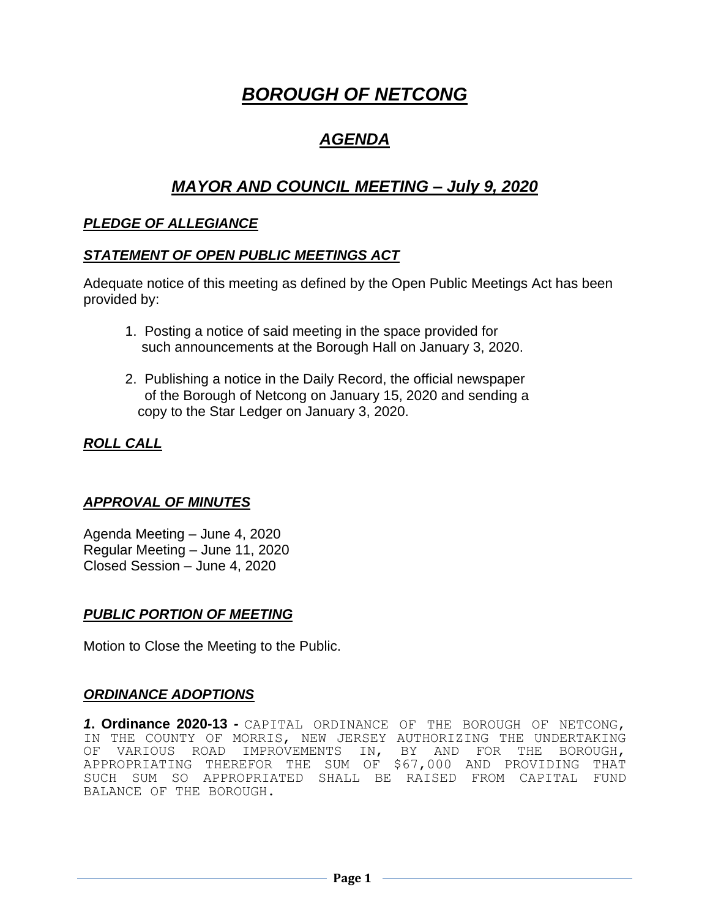# ***BOROUGH OF NETCONG***

## ***AGENDA***

## ***MAYOR AND COUNCIL MEETING – July 9, 2020***

### ***PLEDGE OF ALLEGIANCE***

### ***STATEMENT OF OPEN PUBLIC MEETINGS ACT***

Adequate notice of this meeting as defined by the Open Public Meetings Act has been provided by:

1. Posting a notice of said meeting in the space provided for such announcements at the Borough Hall on January 3, 2020.

2. Publishing a notice in the Daily Record, the official newspaper of the Borough of Netcong on January 15, 2020 and sending a copy to the Star Ledger on January 3, 2020.

### ***ROLL CALL***

### ***APPROVAL OF MINUTES***

Agenda Meeting – June 4, 2020
Regular Meeting – June 11, 2020
Closed Session – June 4, 2020

### ***PUBLIC PORTION OF MEETING***

Motion to Close the Meeting to the Public.

### ***ORDINANCE ADOPTIONS***

***1.*** **Ordinance 2020-13 -** CAPITAL ORDINANCE OF THE BOROUGH OF NETCONG, IN THE COUNTY OF MORRIS, NEW JERSEY AUTHORIZING THE UNDERTAKING OF VARIOUS ROAD IMPROVEMENTS IN, BY AND FOR THE BOROUGH, APPROPRIATING THEREFOR THE SUM OF $67,000 AND PROVIDING THAT SUCH SUM SO APPROPRIATED SHALL BE RAISED FROM CAPITAL FUND BALANCE OF THE BOROUGH.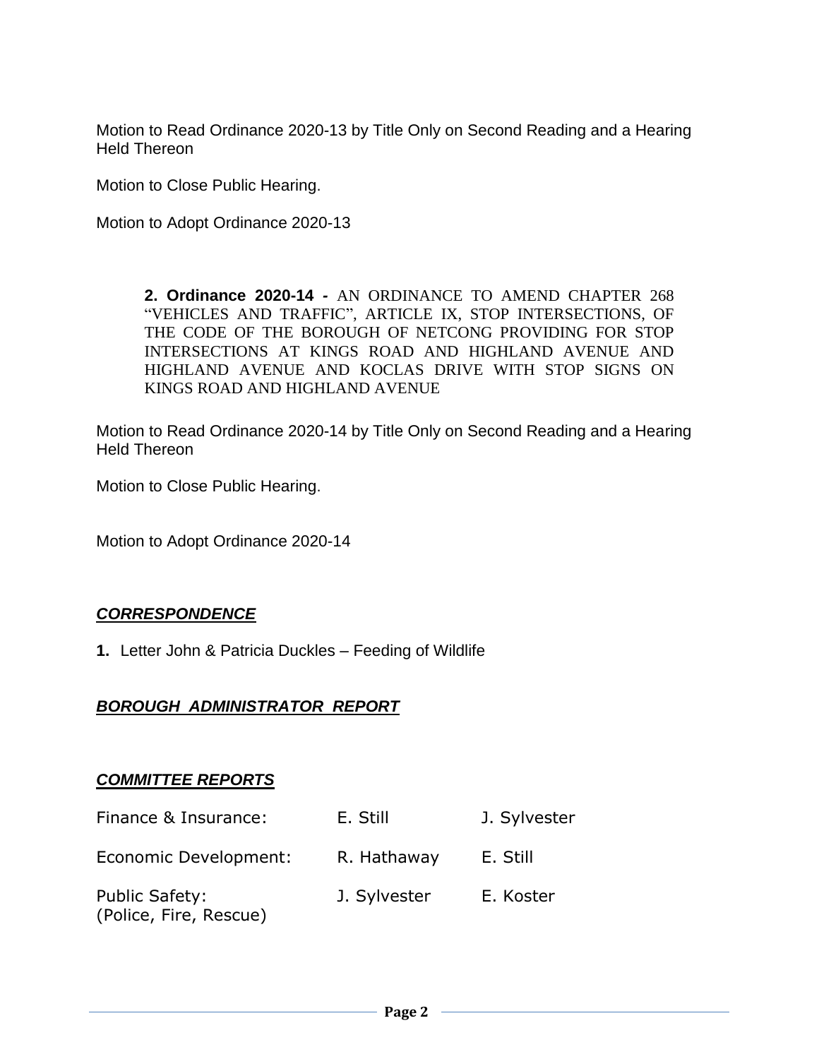Motion to Read Ordinance 2020-13 by Title Only on Second Reading and a Hearing Held Thereon

Motion to Close Public Hearing.

Motion to Adopt Ordinance 2020-13

**2. Ordinance 2020-14 -** AN ORDINANCE TO AMEND CHAPTER 268 "VEHICLES AND TRAFFIC", ARTICLE IX, STOP INTERSECTIONS, OF THE CODE OF THE BOROUGH OF NETCONG PROVIDING FOR STOP INTERSECTIONS AT KINGS ROAD AND HIGHLAND AVENUE AND HIGHLAND AVENUE AND KOCLAS DRIVE WITH STOP SIGNS ON KINGS ROAD AND HIGHLAND AVENUE

Motion to Read Ordinance 2020-14 by Title Only on Second Reading and a Hearing Held Thereon

Motion to Close Public Hearing.

Motion to Adopt Ordinance 2020-14

## ***CORRESPONDENCE***

**1.** Letter John & Patricia Duckles – Feeding of Wildlife

## ***BOROUGH ADMINISTRATOR REPORT***

## ***COMMITTEE REPORTS***

| | | |
|---|---|---|
| Finance & Insurance: | E. Still | J. Sylvester |
| Economic Development: | R. Hathaway | E. Still |
| Public Safety: (Police, Fire, Rescue) | J. Sylvester | E. Koster |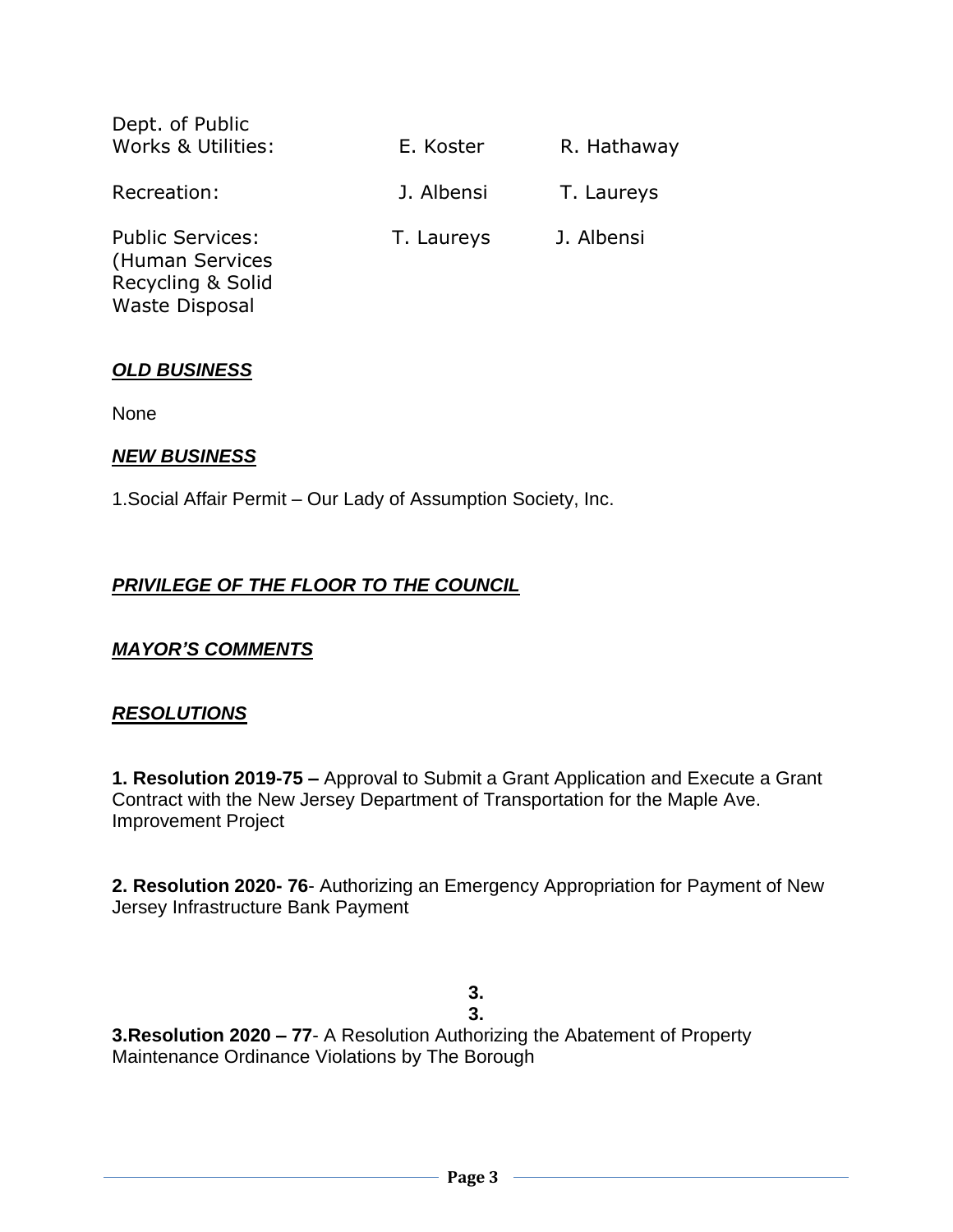| | | |
|---|---|---|
| Dept. of Public Works & Utilities: | E. Koster | R. Hathaway |
| Recreation: | J. Albensi | T. Laureys |
| Public Services: (Human Services Recycling & Solid Waste Disposal | T. Laureys | J. Albensi |

## ***OLD BUSINESS***

None

## ***NEW BUSINESS***

1.Social Affair Permit – Our Lady of Assumption Society, Inc.

## ***PRIVILEGE OF THE FLOOR TO THE COUNCIL***

## ***MAYOR'S COMMENTS***

## ***RESOLUTIONS***

**1. Resolution 2019-75 –** Approval to Submit a Grant Application and Execute a Grant Contract with the New Jersey Department of Transportation for the Maple Ave. Improvement Project

**2. Resolution 2020- 76**- Authorizing an Emergency Appropriation for Payment of New Jersey Infrastructure Bank Payment

**3.**
**3.**
**3.Resolution 2020 – 77**- A Resolution Authorizing the Abatement of Property Maintenance Ordinance Violations by The Borough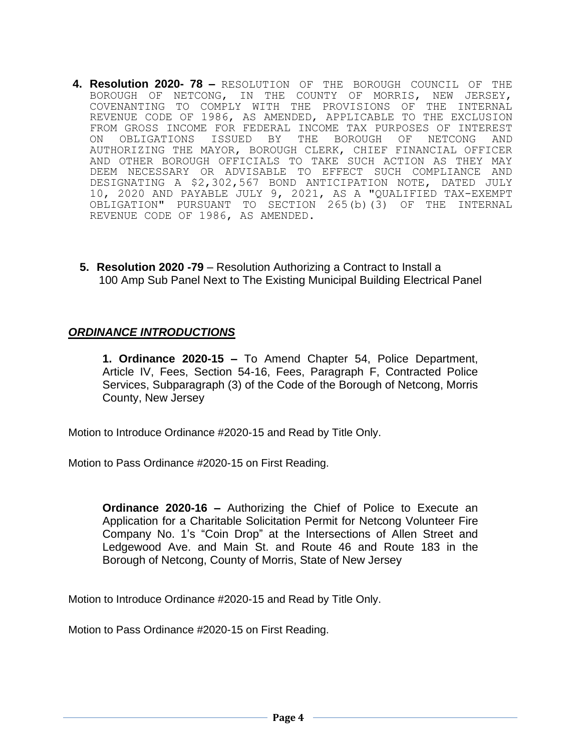4. **Resolution 2020- 78 –** RESOLUTION OF THE BOROUGH COUNCIL OF THE BOROUGH OF NETCONG, IN THE COUNTY OF MORRIS, NEW JERSEY, COVENANTING TO COMPLY WITH THE PROVISIONS OF THE INTERNAL REVENUE CODE OF 1986, AS AMENDED, APPLICABLE TO THE EXCLUSION FROM GROSS INCOME FOR FEDERAL INCOME TAX PURPOSES OF INTEREST ON OBLIGATIONS ISSUED BY THE BOROUGH OF NETCONG AND AUTHORIZING THE MAYOR, BOROUGH CLERK, CHIEF FINANCIAL OFFICER AND OTHER BOROUGH OFFICIALS TO TAKE SUCH ACTION AS THEY MAY DEEM NECESSARY OR ADVISABLE TO EFFECT SUCH COMPLIANCE AND DESIGNATING A $2,302,567 BOND ANTICIPATION NOTE, DATED JULY 10, 2020 AND PAYABLE JULY 9, 2021, AS A "QUALIFIED TAX-EXEMPT OBLIGATION" PURSUANT TO SECTION 265(b)(3) OF THE INTERNAL REVENUE CODE OF 1986, AS AMENDED.

5. **Resolution 2020 -79** – Resolution Authorizing a Contract to Install a 100 Amp Sub Panel Next to The Existing Municipal Building Electrical Panel

## ***ORDINANCE INTRODUCTIONS***

**1. Ordinance 2020-15 –** To Amend Chapter 54, Police Department, Article IV, Fees, Section 54-16, Fees, Paragraph F, Contracted Police Services, Subparagraph (3) of the Code of the Borough of Netcong, Morris County, New Jersey

Motion to Introduce Ordinance #2020-15 and Read by Title Only.

Motion to Pass Ordinance #2020-15 on First Reading.

**Ordinance 2020-16 –** Authorizing the Chief of Police to Execute an Application for a Charitable Solicitation Permit for Netcong Volunteer Fire Company No. 1's "Coin Drop" at the Intersections of Allen Street and Ledgewood Ave. and Main St. and Route 46 and Route 183 in the Borough of Netcong, County of Morris, State of New Jersey

Motion to Introduce Ordinance #2020-15 and Read by Title Only.

Motion to Pass Ordinance #2020-15 on First Reading.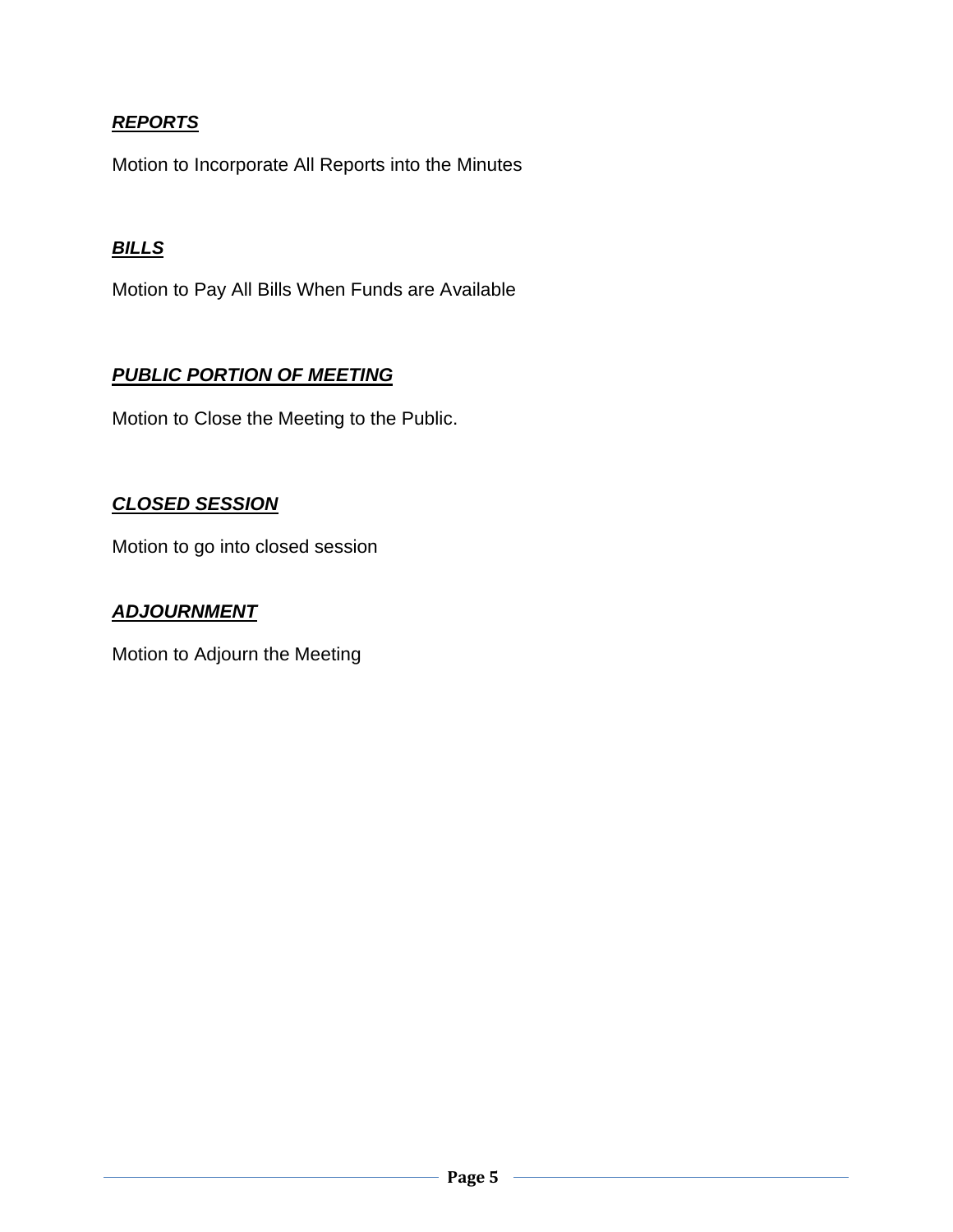***REPORTS***

Motion to Incorporate All Reports into the Minutes

***BILLS***

Motion to Pay All Bills When Funds are Available

***PUBLIC PORTION OF MEETING***

Motion to Close the Meeting to the Public.

***CLOSED SESSION***

Motion to go into closed session

***ADJOURNMENT***

Motion to Adjourn the Meeting